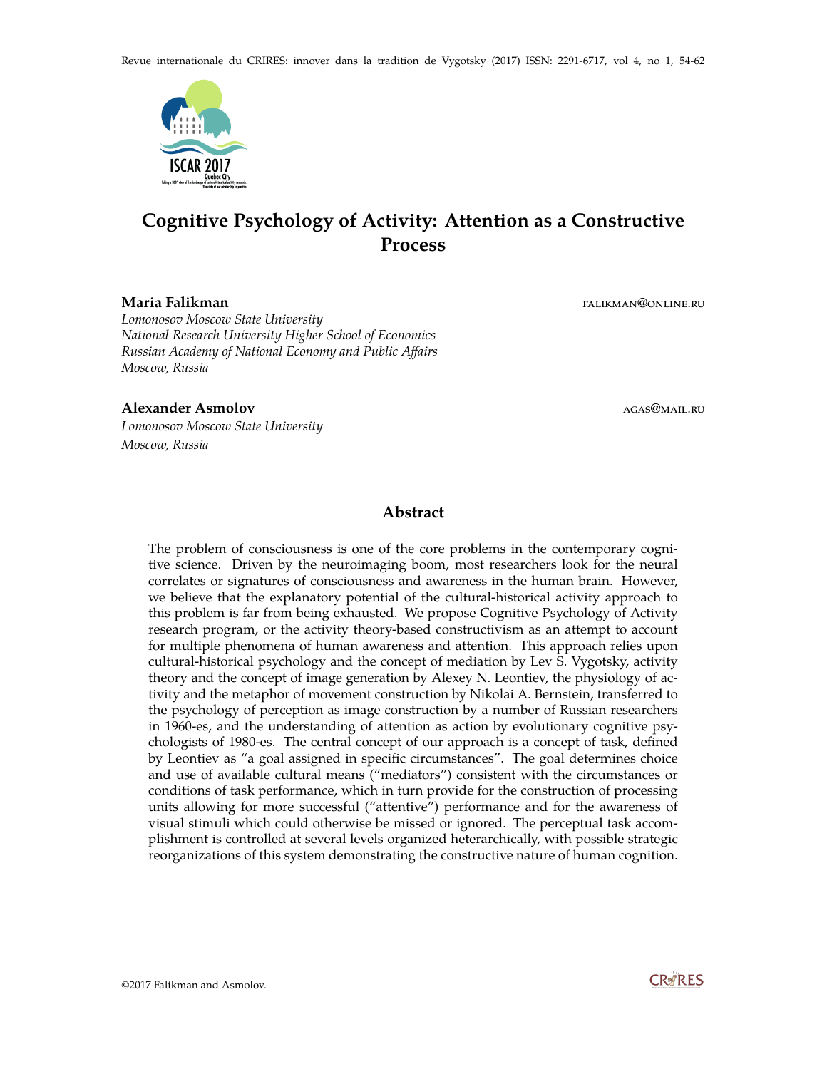# Cognitive Psychology of Activity: Attention as a Constructive Process

**Maria Falikman** falikman@online.ru

*Lomonosov Moscow State University*
*National Research University Higher School of Economics*
*Russian Academy of National Economy and Public Affairs*
*Moscow, Russia*

**Alexander Asmolov** agas@mail.ru

*Lomonosov Moscow State University*
*Moscow, Russia*

## Abstract

The problem of consciousness is one of the core problems in the contemporary cognitive science. Driven by the neuroimaging boom, most researchers look for the neural correlates or signatures of consciousness and awareness in the human brain. However, we believe that the explanatory potential of the cultural-historical activity approach to this problem is far from being exhausted. We propose Cognitive Psychology of Activity research program, or the activity theory-based constructivism as an attempt to account for multiple phenomena of human awareness and attention. This approach relies upon cultural-historical psychology and the concept of mediation by Lev S. Vygotsky, activity theory and the concept of image generation by Alexey N. Leontiev, the physiology of activity and the metaphor of movement construction by Nikolai A. Bernstein, transferred to the psychology of perception as image construction by a number of Russian researchers in 1960-es, and the understanding of attention as action by evolutionary cognitive psychologists of 1980-es. The central concept of our approach is a concept of task, defined by Leontiev as "a goal assigned in specific circumstances". The goal determines choice and use of available cultural means ("mediators") consistent with the circumstances or conditions of task performance, which in turn provide for the construction of processing units allowing for more successful ("attentive") performance and for the awareness of visual stimuli which could otherwise be missed or ignored. The perceptual task accomplishment is controlled at several levels organized heterarchically, with possible strategic reorganizations of this system demonstrating the constructive nature of human cognition.

©2017 Falikman and Asmolov.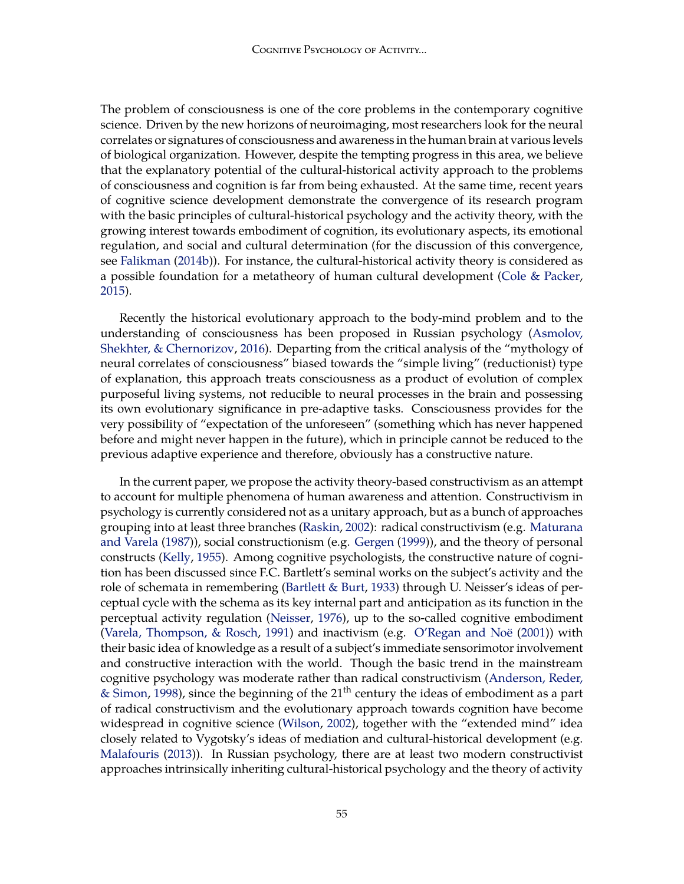The problem of consciousness is one of the core problems in the contemporary cognitive science. Driven by the new horizons of neuroimaging, most researchers look for the neural correlates or signatures of consciousness and awareness in the human brain at various levels of biological organization. However, despite the tempting progress in this area, we believe that the explanatory potential of the cultural-historical activity approach to the problems of consciousness and cognition is far from being exhausted. At the same time, recent years of cognitive science development demonstrate the convergence of its research program with the basic principles of cultural-historical psychology and the activity theory, with the growing interest towards embodiment of cognition, its evolutionary aspects, its emotional regulation, and social and cultural determination (for the discussion of this convergence, see Falikman (2014b)). For instance, the cultural-historical activity theory is considered as a possible foundation for a metatheory of human cultural development (Cole & Packer, 2015).

Recently the historical evolutionary approach to the body-mind problem and to the understanding of consciousness has been proposed in Russian psychology (Asmolov, Shekhter, & Chernorizov, 2016). Departing from the critical analysis of the "mythology of neural correlates of consciousness" biased towards the "simple living" (reductionist) type of explanation, this approach treats consciousness as a product of evolution of complex purposeful living systems, not reducible to neural processes in the brain and possessing its own evolutionary significance in pre-adaptive tasks. Consciousness provides for the very possibility of "expectation of the unforeseen" (something which has never happened before and might never happen in the future), which in principle cannot be reduced to the previous adaptive experience and therefore, obviously has a constructive nature.

In the current paper, we propose the activity theory-based constructivism as an attempt to account for multiple phenomena of human awareness and attention. Constructivism in psychology is currently considered not as a unitary approach, but as a bunch of approaches grouping into at least three branches (Raskin, 2002): radical constructivism (e.g. Maturana and Varela (1987)), social constructionism (e.g. Gergen (1999)), and the theory of personal constructs (Kelly, 1955). Among cognitive psychologists, the constructive nature of cognition has been discussed since F.C. Bartlett's seminal works on the subject's activity and the role of schemata in remembering (Bartlett & Burt, 1933) through U. Neisser's ideas of perceptual cycle with the schema as its key internal part and anticipation as its function in the perceptual activity regulation (Neisser, 1976), up to the so-called cognitive embodiment (Varela, Thompson, & Rosch, 1991) and inactivism (e.g. O'Regan and Noë (2001)) with their basic idea of knowledge as a result of a subject's immediate sensorimotor involvement and constructive interaction with the world. Though the basic trend in the mainstream cognitive psychology was moderate rather than radical constructivism (Anderson, Reder, & Simon, 1998), since the beginning of the 21$^{th}$ century the ideas of embodiment as a part of radical constructivism and the evolutionary approach towards cognition have become widespread in cognitive science (Wilson, 2002), together with the "extended mind" idea closely related to Vygotsky's ideas of mediation and cultural-historical development (e.g. Malafouris (2013)). In Russian psychology, there are at least two modern constructivist approaches intrinsically inheriting cultural-historical psychology and the theory of activity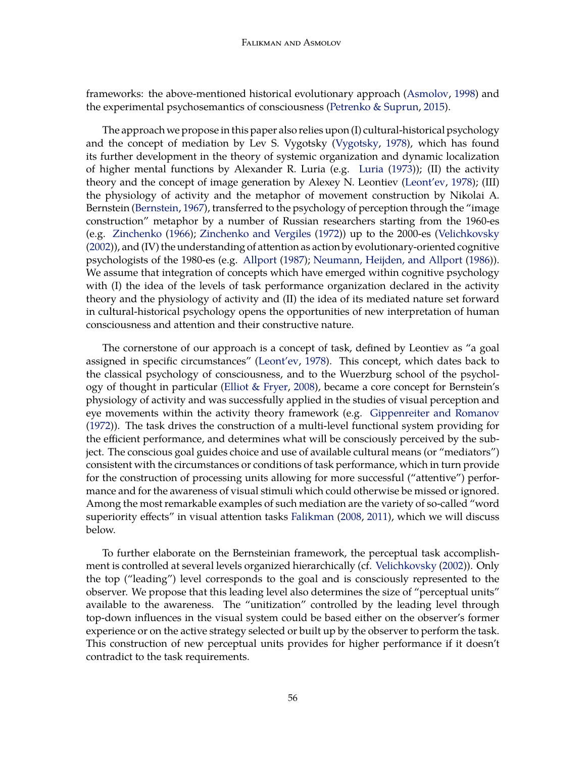frameworks: the above-mentioned historical evolutionary approach (Asmolov, 1998) and the experimental psychosemantics of consciousness (Petrenko & Suprun, 2015).

The approach we propose in this paper also relies upon (I) cultural-historical psychology and the concept of mediation by Lev S. Vygotsky (Vygotsky, 1978), which has found its further development in the theory of systemic organization and dynamic localization of higher mental functions by Alexander R. Luria (e.g. Luria (1973)); (II) the activity theory and the concept of image generation by Alexey N. Leontiev (Leont'ev, 1978); (III) the physiology of activity and the metaphor of movement construction by Nikolai A. Bernstein (Bernstein, 1967), transferred to the psychology of perception through the "image construction" metaphor by a number of Russian researchers starting from the 1960-es (e.g. Zinchenko (1966); Zinchenko and Vergiles (1972)) up to the 2000-es (Velichkovsky (2002)), and (IV) the understanding of attention as action by evolutionary-oriented cognitive psychologists of the 1980-es (e.g. Allport (1987); Neumann, Heijden, and Allport (1986)). We assume that integration of concepts which have emerged within cognitive psychology with (I) the idea of the levels of task performance organization declared in the activity theory and the physiology of activity and (II) the idea of its mediated nature set forward in cultural-historical psychology opens the opportunities of new interpretation of human consciousness and attention and their constructive nature.

The cornerstone of our approach is a concept of task, defined by Leontiev as "a goal assigned in specific circumstances" (Leont'ev, 1978). This concept, which dates back to the classical psychology of consciousness, and to the Wuerzburg school of the psychology of thought in particular (Elliot & Fryer, 2008), became a core concept for Bernstein's physiology of activity and was successfully applied in the studies of visual perception and eye movements within the activity theory framework (e.g. Gippenreiter and Romanov (1972)). The task drives the construction of a multi-level functional system providing for the efficient performance, and determines what will be consciously perceived by the subject. The conscious goal guides choice and use of available cultural means (or "mediators") consistent with the circumstances or conditions of task performance, which in turn provide for the construction of processing units allowing for more successful ("attentive") performance and for the awareness of visual stimuli which could otherwise be missed or ignored. Among the most remarkable examples of such mediation are the variety of so-called "word superiority effects" in visual attention tasks Falikman (2008, 2011), which we will discuss below.

To further elaborate on the Bernsteinian framework, the perceptual task accomplishment is controlled at several levels organized hierarchically (cf. Velichkovsky (2002)). Only the top ("leading") level corresponds to the goal and is consciously represented to the observer. We propose that this leading level also determines the size of "perceptual units" available to the awareness. The "unitization" controlled by the leading level through top-down influences in the visual system could be based either on the observer's former experience or on the active strategy selected or built up by the observer to perform the task. This construction of new perceptual units provides for higher performance if it doesn't contradict to the task requirements.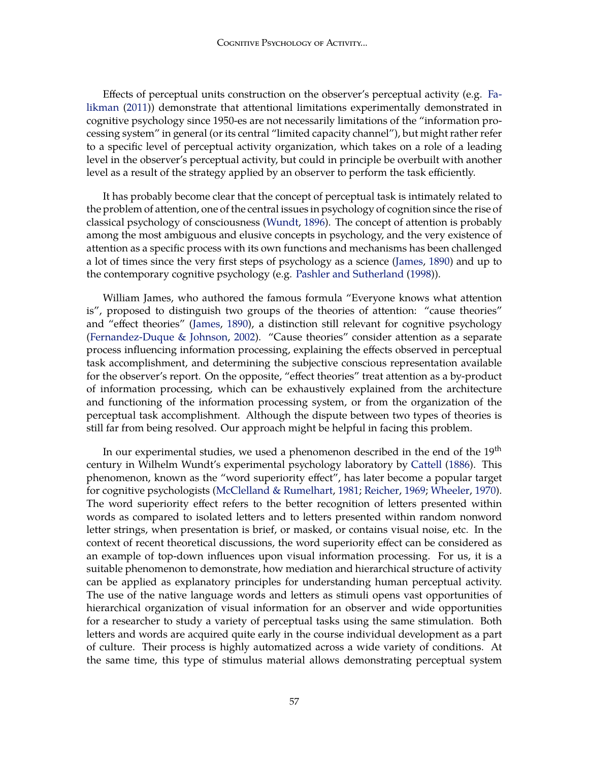Effects of perceptual units construction on the observer's perceptual activity (e.g. Falikman (2011)) demonstrate that attentional limitations experimentally demonstrated in cognitive psychology since 1950-es are not necessarily limitations of the "information processing system" in general (or its central "limited capacity channel"), but might rather refer to a specific level of perceptual activity organization, which takes on a role of a leading level in the observer's perceptual activity, but could in principle be overbuilt with another level as a result of the strategy applied by an observer to perform the task efficiently.

It has probably become clear that the concept of perceptual task is intimately related to the problem of attention, one of the central issues in psychology of cognition since the rise of classical psychology of consciousness (Wundt, 1896). The concept of attention is probably among the most ambiguous and elusive concepts in psychology, and the very existence of attention as a specific process with its own functions and mechanisms has been challenged a lot of times since the very first steps of psychology as a science (James, 1890) and up to the contemporary cognitive psychology (e.g. Pashler and Sutherland (1998)).

William James, who authored the famous formula "Everyone knows what attention is", proposed to distinguish two groups of the theories of attention: "cause theories" and "effect theories" (James, 1890), a distinction still relevant for cognitive psychology (Fernandez-Duque & Johnson, 2002). "Cause theories" consider attention as a separate process influencing information processing, explaining the effects observed in perceptual task accomplishment, and determining the subjective conscious representation available for the observer's report. On the opposite, "effect theories" treat attention as a by-product of information processing, which can be exhaustively explained from the architecture and functioning of the information processing system, or from the organization of the perceptual task accomplishment. Although the dispute between two types of theories is still far from being resolved. Our approach might be helpful in facing this problem.

In our experimental studies, we used a phenomenon described in the end of the 19th century in Wilhelm Wundt's experimental psychology laboratory by Cattell (1886). This phenomenon, known as the "word superiority effect", has later become a popular target for cognitive psychologists (McClelland & Rumelhart, 1981; Reicher, 1969; Wheeler, 1970). The word superiority effect refers to the better recognition of letters presented within words as compared to isolated letters and to letters presented within random nonword letter strings, when presentation is brief, or masked, or contains visual noise, etc. In the context of recent theoretical discussions, the word superiority effect can be considered as an example of top-down influences upon visual information processing. For us, it is a suitable phenomenon to demonstrate, how mediation and hierarchical structure of activity can be applied as explanatory principles for understanding human perceptual activity. The use of the native language words and letters as stimuli opens vast opportunities of hierarchical organization of visual information for an observer and wide opportunities for a researcher to study a variety of perceptual tasks using the same stimulation. Both letters and words are acquired quite early in the course individual development as a part of culture. Their process is highly automatized across a wide variety of conditions. At the same time, this type of stimulus material allows demonstrating perceptual system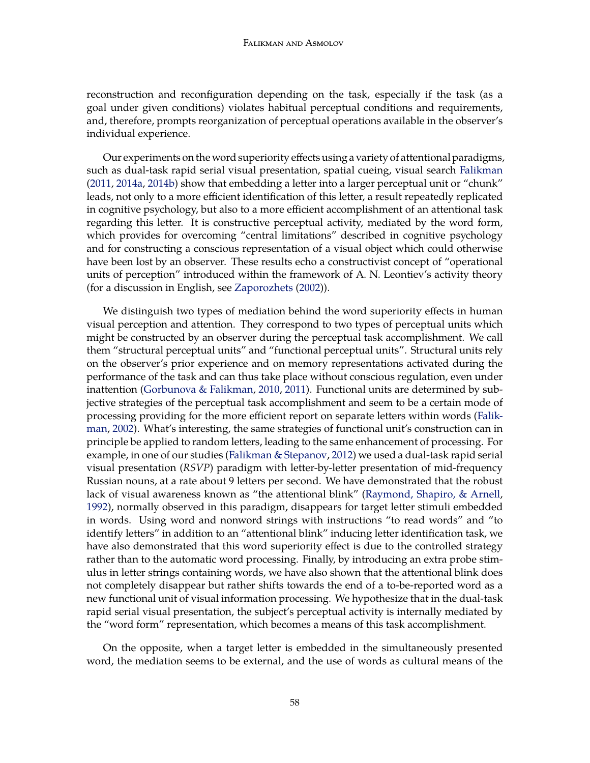reconstruction and reconfiguration depending on the task, especially if the task (as a goal under given conditions) violates habitual perceptual conditions and requirements, and, therefore, prompts reorganization of perceptual operations available in the observer's individual experience.

Our experiments on the word superiority effects using a variety of attentional paradigms, such as dual-task rapid serial visual presentation, spatial cueing, visual search Falikman (2011, 2014a, 2014b) show that embedding a letter into a larger perceptual unit or "chunk" leads, not only to a more efficient identification of this letter, a result repeatedly replicated in cognitive psychology, but also to a more efficient accomplishment of an attentional task regarding this letter. It is constructive perceptual activity, mediated by the word form, which provides for overcoming "central limitations" described in cognitive psychology and for constructing a conscious representation of a visual object which could otherwise have been lost by an observer. These results echo a constructivist concept of "operational units of perception" introduced within the framework of A. N. Leontiev's activity theory (for a discussion in English, see Zaporozhets (2002)).

We distinguish two types of mediation behind the word superiority effects in human visual perception and attention. They correspond to two types of perceptual units which might be constructed by an observer during the perceptual task accomplishment. We call them "structural perceptual units" and "functional perceptual units". Structural units rely on the observer's prior experience and on memory representations activated during the performance of the task and can thus take place without conscious regulation, even under inattention (Gorbunova & Falikman, 2010, 2011). Functional units are determined by subjective strategies of the perceptual task accomplishment and seem to be a certain mode of processing providing for the more efficient report on separate letters within words (Falikman, 2002). What's interesting, the same strategies of functional unit's construction can in principle be applied to random letters, leading to the same enhancement of processing. For example, in one of our studies (Falikman & Stepanov, 2012) we used a dual-task rapid serial visual presentation (*RSVP*) paradigm with letter-by-letter presentation of mid-frequency Russian nouns, at a rate about 9 letters per second. We have demonstrated that the robust lack of visual awareness known as "the attentional blink" (Raymond, Shapiro, & Arnell, 1992), normally observed in this paradigm, disappears for target letter stimuli embedded in words. Using word and nonword strings with instructions "to read words" and "to identify letters" in addition to an "attentional blink" inducing letter identification task, we have also demonstrated that this word superiority effect is due to the controlled strategy rather than to the automatic word processing. Finally, by introducing an extra probe stimulus in letter strings containing words, we have also shown that the attentional blink does not completely disappear but rather shifts towards the end of a to-be-reported word as a new functional unit of visual information processing. We hypothesize that in the dual-task rapid serial visual presentation, the subject's perceptual activity is internally mediated by the "word form" representation, which becomes a means of this task accomplishment.

On the opposite, when a target letter is embedded in the simultaneously presented word, the mediation seems to be external, and the use of words as cultural means of the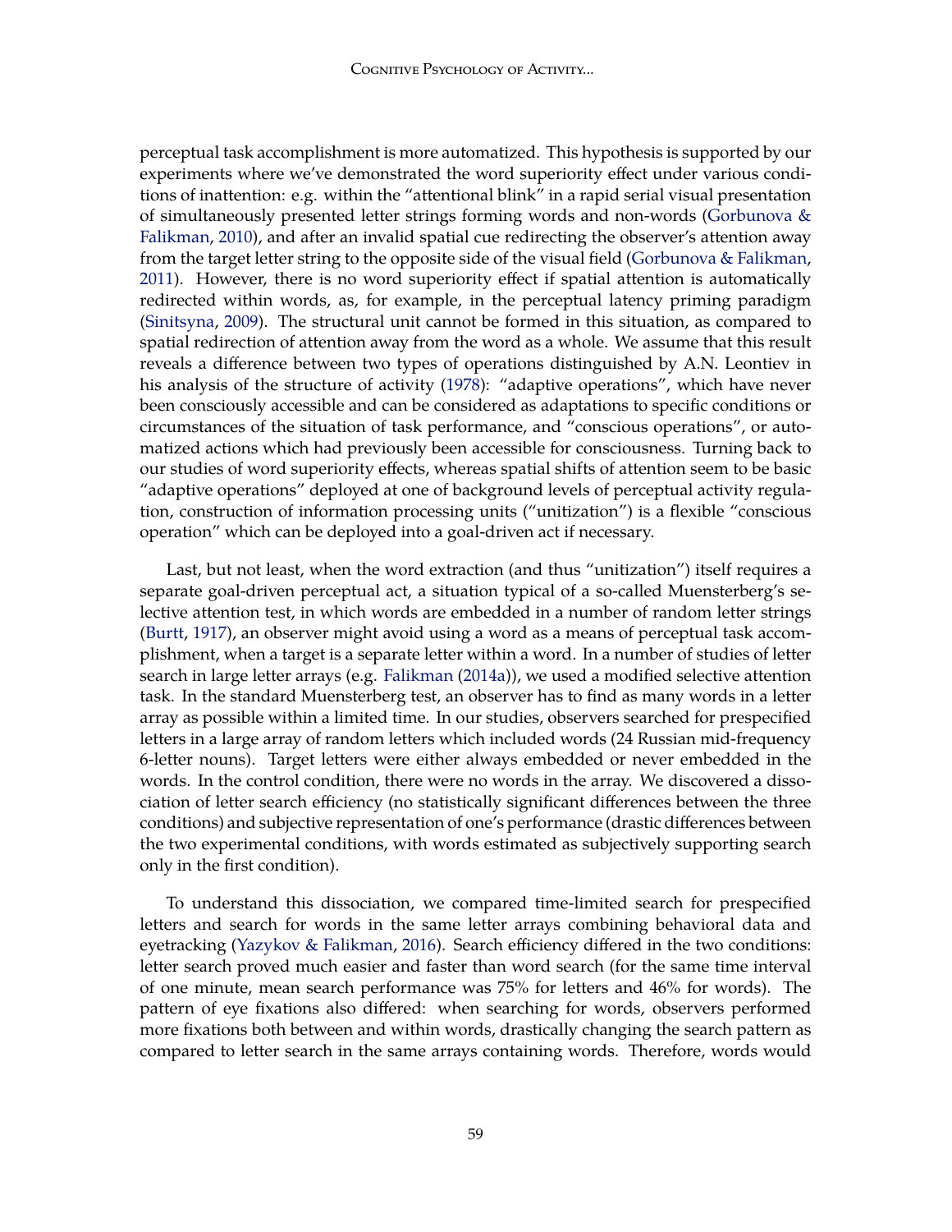perceptual task accomplishment is more automatized. This hypothesis is supported by our experiments where we've demonstrated the word superiority effect under various conditions of inattention: e.g. within the "attentional blink" in a rapid serial visual presentation of simultaneously presented letter strings forming words and non-words (Gorbunova & Falikman, 2010), and after an invalid spatial cue redirecting the observer's attention away from the target letter string to the opposite side of the visual field (Gorbunova & Falikman, 2011). However, there is no word superiority effect if spatial attention is automatically redirected within words, as, for example, in the perceptual latency priming paradigm (Sinitsyna, 2009). The structural unit cannot be formed in this situation, as compared to spatial redirection of attention away from the word as a whole. We assume that this result reveals a difference between two types of operations distinguished by A.N. Leontiev in his analysis of the structure of activity (1978): "adaptive operations", which have never been consciously accessible and can be considered as adaptations to specific conditions or circumstances of the situation of task performance, and "conscious operations", or automatized actions which had previously been accessible for consciousness. Turning back to our studies of word superiority effects, whereas spatial shifts of attention seem to be basic "adaptive operations" deployed at one of background levels of perceptual activity regulation, construction of information processing units ("unitization") is a flexible "conscious operation" which can be deployed into a goal-driven act if necessary.

Last, but not least, when the word extraction (and thus "unitization") itself requires a separate goal-driven perceptual act, a situation typical of a so-called Muensterberg's selective attention test, in which words are embedded in a number of random letter strings (Burtt, 1917), an observer might avoid using a word as a means of perceptual task accomplishment, when a target is a separate letter within a word. In a number of studies of letter search in large letter arrays (e.g. Falikman (2014a)), we used a modified selective attention task. In the standard Muensterberg test, an observer has to find as many words in a letter array as possible within a limited time. In our studies, observers searched for prespecified letters in a large array of random letters which included words (24 Russian mid-frequency 6-letter nouns). Target letters were either always embedded or never embedded in the words. In the control condition, there were no words in the array. We discovered a dissociation of letter search efficiency (no statistically significant differences between the three conditions) and subjective representation of one's performance (drastic differences between the two experimental conditions, with words estimated as subjectively supporting search only in the first condition).

To understand this dissociation, we compared time-limited search for prespecified letters and search for words in the same letter arrays combining behavioral data and eyetracking (Yazykov & Falikman, 2016). Search efficiency differed in the two conditions: letter search proved much easier and faster than word search (for the same time interval of one minute, mean search performance was 75% for letters and 46% for words). The pattern of eye fixations also differed: when searching for words, observers performed more fixations both between and within words, drastically changing the search pattern as compared to letter search in the same arrays containing words. Therefore, words would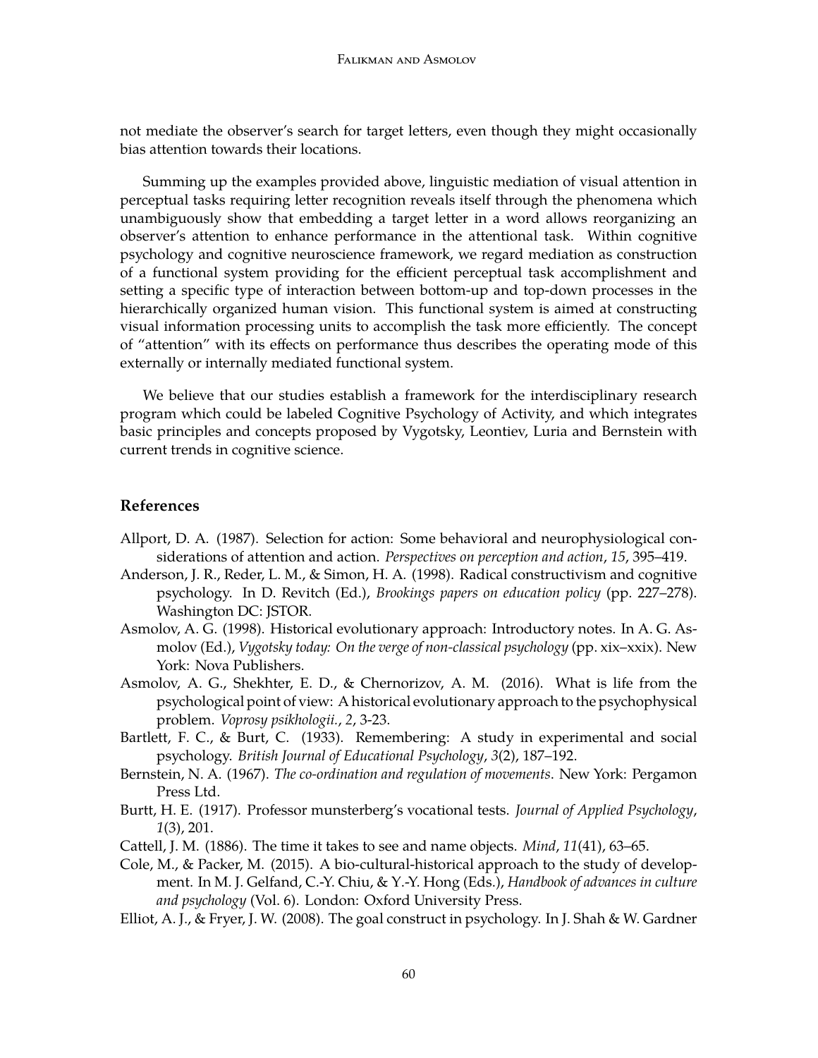not mediate the observer's search for target letters, even though they might occasionally bias attention towards their locations.

Summing up the examples provided above, linguistic mediation of visual attention in perceptual tasks requiring letter recognition reveals itself through the phenomena which unambiguously show that embedding a target letter in a word allows reorganizing an observer's attention to enhance performance in the attentional task. Within cognitive psychology and cognitive neuroscience framework, we regard mediation as construction of a functional system providing for the efficient perceptual task accomplishment and setting a specific type of interaction between bottom-up and top-down processes in the hierarchically organized human vision. This functional system is aimed at constructing visual information processing units to accomplish the task more efficiently. The concept of "attention" with its effects on performance thus describes the operating mode of this externally or internally mediated functional system.

We believe that our studies establish a framework for the interdisciplinary research program which could be labeled Cognitive Psychology of Activity, and which integrates basic principles and concepts proposed by Vygotsky, Leontiev, Luria and Bernstein with current trends in cognitive science.

## References

Allport, D. A. (1987). Selection for action: Some behavioral and neurophysiological considerations of attention and action. *Perspectives on perception and action*, *15*, 395–419.

Anderson, J. R., Reder, L. M., & Simon, H. A. (1998). Radical constructivism and cognitive psychology. In D. Revitch (Ed.), *Brookings papers on education policy* (pp. 227–278). Washington DC: JSTOR.

Asmolov, A. G. (1998). Historical evolutionary approach: Introductory notes. In A. G. Asmolov (Ed.), *Vygotsky today: On the verge of non-classical psychology* (pp. xix–xxix). New York: Nova Publishers.

Asmolov, A. G., Shekhter, E. D., & Chernorizov, A. M. (2016). What is life from the psychological point of view: A historical evolutionary approach to the psychophysical problem. *Voprosy psikhologii.*, *2*, 3-23.

Bartlett, F. C., & Burt, C. (1933). Remembering: A study in experimental and social psychology. *British Journal of Educational Psychology*, *3*(2), 187–192.

Bernstein, N. A. (1967). *The co-ordination and regulation of movements*. New York: Pergamon Press Ltd.

Burtt, H. E. (1917). Professor munsterberg's vocational tests. *Journal of Applied Psychology*, *1*(3), 201.

Cattell, J. M. (1886). The time it takes to see and name objects. *Mind*, *11*(41), 63–65.

Cole, M., & Packer, M. (2015). A bio-cultural-historical approach to the study of development. In M. J. Gelfand, C.-Y. Chiu, & Y.-Y. Hong (Eds.), *Handbook of advances in culture and psychology* (Vol. 6). London: Oxford University Press.

Elliot, A. J., & Fryer, J. W. (2008). The goal construct in psychology. In J. Shah & W. Gardner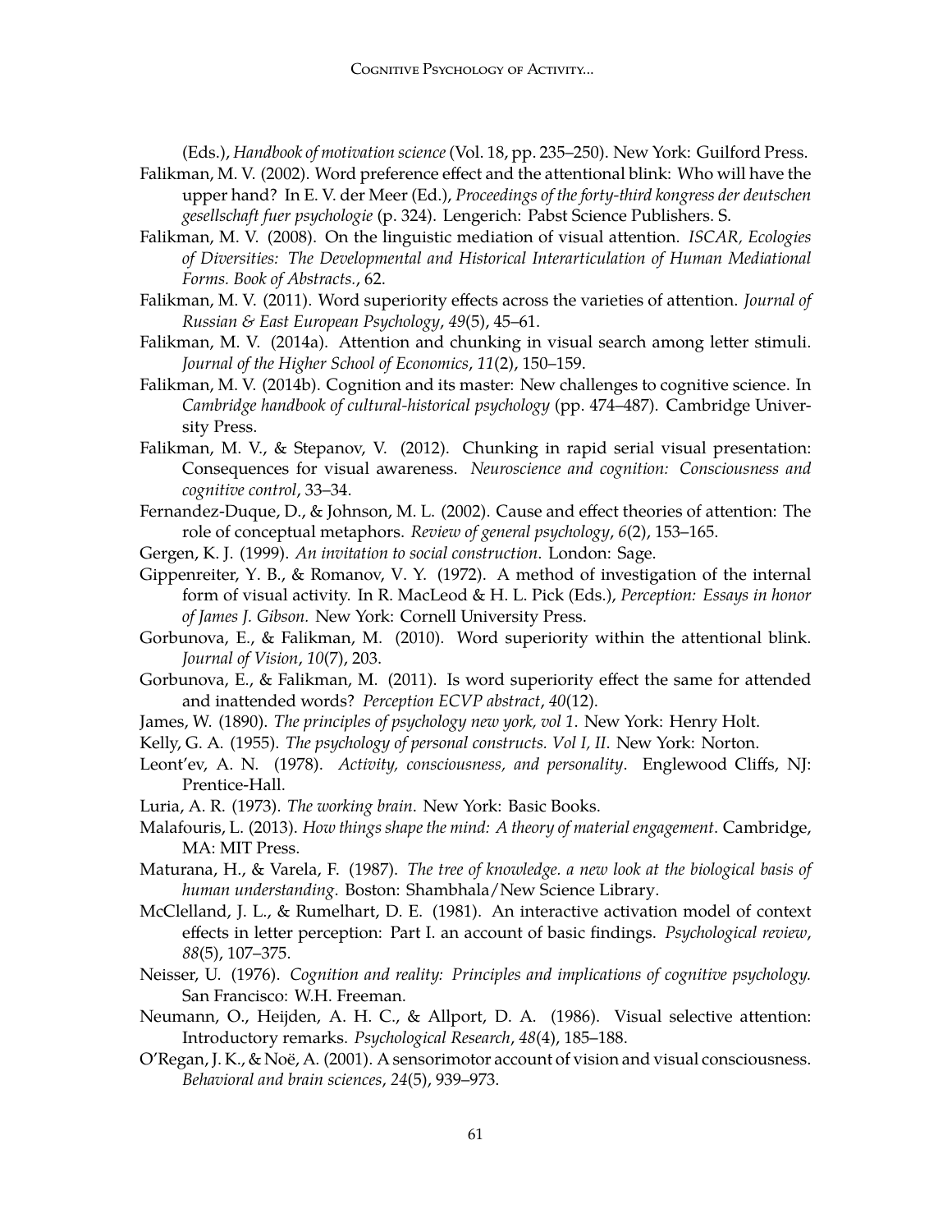(Eds.), *Handbook of motivation science* (Vol. 18, pp. 235–250). New York: Guilford Press.

Falikman, M. V. (2002). Word preference effect and the attentional blink: Who will have the upper hand? In E. V. der Meer (Ed.), *Proceedings of the forty-third kongress der deutschen gesellschaft fuer psychologie* (p. 324). Lengerich: Pabst Science Publishers. S.

Falikman, M. V. (2008). On the linguistic mediation of visual attention. *ISCAR, Ecologies of Diversities: The Developmental and Historical Interarticulation of Human Mediational Forms. Book of Abstracts.*, 62.

Falikman, M. V. (2011). Word superiority effects across the varieties of attention. *Journal of Russian & East European Psychology*, *49*(5), 45–61.

Falikman, M. V. (2014a). Attention and chunking in visual search among letter stimuli. *Journal of the Higher School of Economics*, *11*(2), 150–159.

Falikman, M. V. (2014b). Cognition and its master: New challenges to cognitive science. In *Cambridge handbook of cultural-historical psychology* (pp. 474–487). Cambridge University Press.

Falikman, M. V., & Stepanov, V. (2012). Chunking in rapid serial visual presentation: Consequences for visual awareness. *Neuroscience and cognition: Consciousness and cognitive control*, 33–34.

Fernandez-Duque, D., & Johnson, M. L. (2002). Cause and effect theories of attention: The role of conceptual metaphors. *Review of general psychology*, *6*(2), 153–165.

Gergen, K. J. (1999). *An invitation to social construction*. London: Sage.

Gippenreiter, Y. B., & Romanov, V. Y. (1972). A method of investigation of the internal form of visual activity. In R. MacLeod & H. L. Pick (Eds.), *Perception: Essays in honor of James J. Gibson*. New York: Cornell University Press.

Gorbunova, E., & Falikman, M. (2010). Word superiority within the attentional blink. *Journal of Vision*, *10*(7), 203.

Gorbunova, E., & Falikman, M. (2011). Is word superiority effect the same for attended and inattended words? *Perception ECVP abstract*, *40*(12).

James, W. (1890). *The principles of psychology new york, vol 1*. New York: Henry Holt.

Kelly, G. A. (1955). *The psychology of personal constructs. Vol I, II*. New York: Norton.

Leont'ev, A. N. (1978). *Activity, consciousness, and personality*. Englewood Cliffs, NJ: Prentice-Hall.

Luria, A. R. (1973). *The working brain*. New York: Basic Books.

Malafouris, L. (2013). *How things shape the mind: A theory of material engagement*. Cambridge, MA: MIT Press.

Maturana, H., & Varela, F. (1987). *The tree of knowledge. a new look at the biological basis of human understanding*. Boston: Shambhala/New Science Library.

McClelland, J. L., & Rumelhart, D. E. (1981). An interactive activation model of context effects in letter perception: Part I. an account of basic findings. *Psychological review*, *88*(5), 107–375.

Neisser, U. (1976). *Cognition and reality: Principles and implications of cognitive psychology.* San Francisco: W.H. Freeman.

Neumann, O., Heijden, A. H. C., & Allport, D. A. (1986). Visual selective attention: Introductory remarks. *Psychological Research*, *48*(4), 185–188.

O'Regan, J. K., & Noë, A. (2001). A sensorimotor account of vision and visual consciousness. *Behavioral and brain sciences*, *24*(5), 939–973.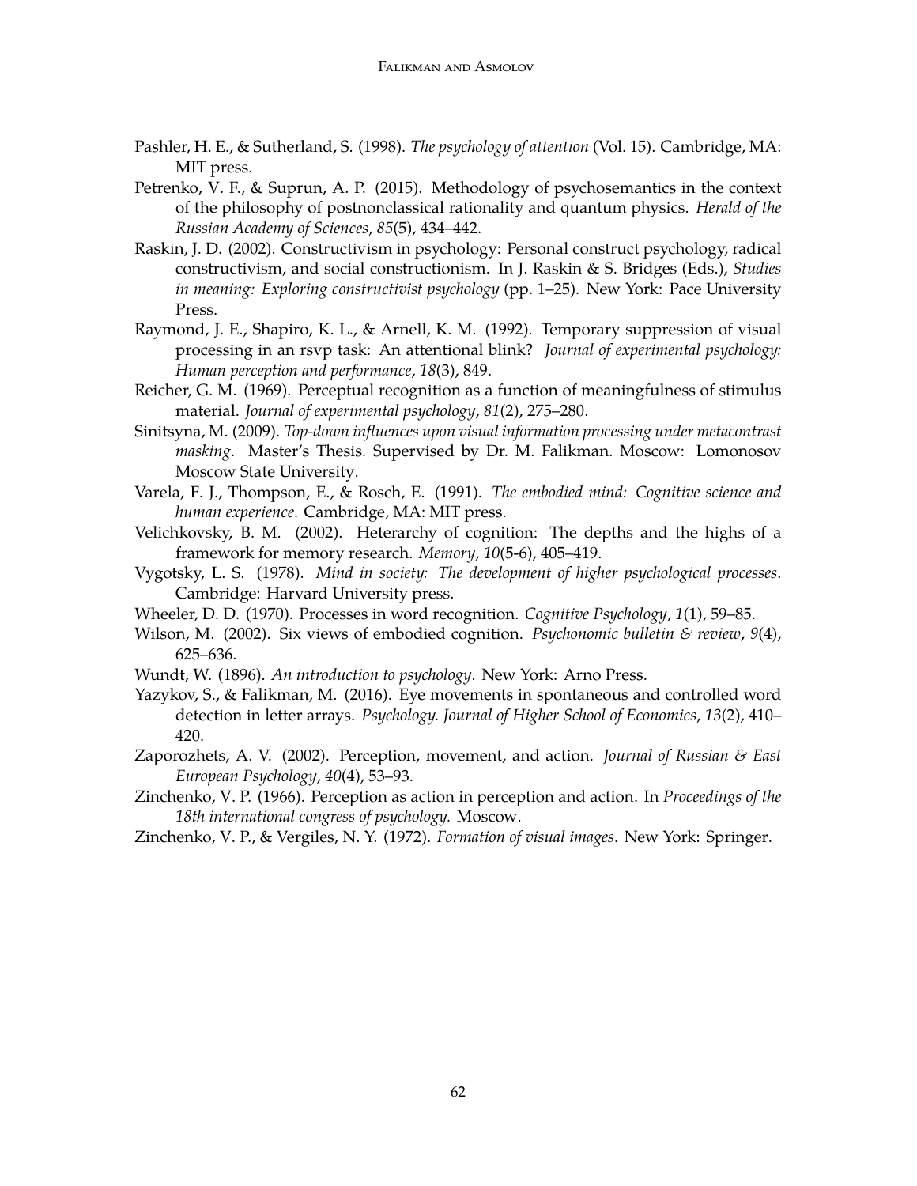Pashler, H. E., & Sutherland, S. (1998). *The psychology of attention* (Vol. 15). Cambridge, MA: MIT press.

Petrenko, V. F., & Suprun, A. P. (2015). Methodology of psychosemantics in the context of the philosophy of postnonclassical rationality and quantum physics. *Herald of the Russian Academy of Sciences*, *85*(5), 434–442.

Raskin, J. D. (2002). Constructivism in psychology: Personal construct psychology, radical constructivism, and social constructionism. In J. Raskin & S. Bridges (Eds.), *Studies in meaning: Exploring constructivist psychology* (pp. 1–25). New York: Pace University Press.

Raymond, J. E., Shapiro, K. L., & Arnell, K. M. (1992). Temporary suppression of visual processing in an rsvp task: An attentional blink? *Journal of experimental psychology: Human perception and performance*, *18*(3), 849.

Reicher, G. M. (1969). Perceptual recognition as a function of meaningfulness of stimulus material. *Journal of experimental psychology*, *81*(2), 275–280.

Sinitsyna, M. (2009). *Top-down influences upon visual information processing under metacontrast masking*. Master's Thesis. Supervised by Dr. M. Falikman. Moscow: Lomonosov Moscow State University.

Varela, F. J., Thompson, E., & Rosch, E. (1991). *The embodied mind: Cognitive science and human experience*. Cambridge, MA: MIT press.

Velichkovsky, B. M. (2002). Heterarchy of cognition: The depths and the highs of a framework for memory research. *Memory*, *10*(5-6), 405–419.

Vygotsky, L. S. (1978). *Mind in society: The development of higher psychological processes*. Cambridge: Harvard University press.

Wheeler, D. D. (1970). Processes in word recognition. *Cognitive Psychology*, *1*(1), 59–85.

Wilson, M. (2002). Six views of embodied cognition. *Psychonomic bulletin & review*, *9*(4), 625–636.

Wundt, W. (1896). *An introduction to psychology*. New York: Arno Press.

Yazykov, S., & Falikman, M. (2016). Eye movements in spontaneous and controlled word detection in letter arrays. *Psychology. Journal of Higher School of Economics*, *13*(2), 410–420.

Zaporozhets, A. V. (2002). Perception, movement, and action. *Journal of Russian & East European Psychology*, *40*(4), 53–93.

Zinchenko, V. P. (1966). Perception as action in perception and action. In *Proceedings of the 18th international congress of psychology.* Moscow.

Zinchenko, V. P., & Vergiles, N. Y. (1972). *Formation of visual images*. New York: Springer.